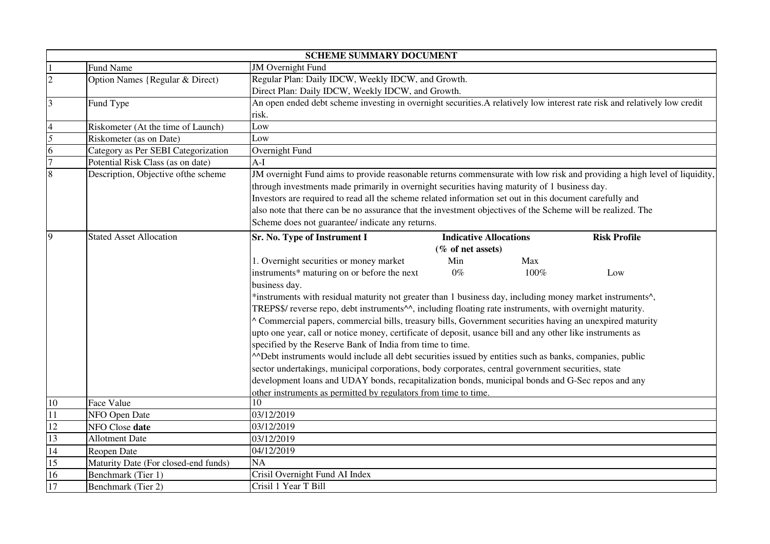| SCHEME SUMMARY DOCUMENT | | |
|---|---|---|
| 1 | Fund Name | JM Overnight Fund |
| 2 | Option Names {Regular & Direct) | Regular Plan: Daily IDCW, Weekly IDCW, and Growth.<br>Direct Plan: Daily IDCW, Weekly IDCW, and Growth. |
| 3 | Fund Type | An open ended debt scheme investing in overnight securities.A relatively low interest rate risk and relatively low credit risk. |
| 4 | Riskometer (At the time of Launch) | Low |
| 5 | Riskometer (as on Date) | Low |
| 6 | Category as Per SEBI Categorization | Overnight Fund |
| 7 | Potential Risk Class (as on date) | A-I |
| 8 | Description, Objective ofthe scheme | JM overnight Fund aims to provide reasonable returns commensurate with low risk and providing a high level of liquidity, through investments made primarily in overnight securities having maturity of 1 business day.<br>Investors are required to read all the scheme related information set out in this document carefully and also note that there can be no assurance that the investment objectives of the Scheme will be realized. The Scheme does not guarantee/ indicate any returns. |
| 9 | Stated Asset Allocation | **Sr. No. Type of Instrument I** — **Indicative Allocations (% of net assets)** Min / Max — **Risk Profile**<br>1. Overnight securities or money market instruments* maturing on or before the next business day. — Min 0% — Max 100% — Low<br>*instruments with residual maturity not greater than 1 business day, including money market instruments^, TREPS$/ reverse repo, debt instruments^^, including floating rate instruments, with overnight maturity.<br>^ Commercial papers, commercial bills, treasury bills, Government securities having an unexpired maturity upto one year, call or notice money, certificate of deposit, usance bill and any other like instruments as specified by the Reserve Bank of India from time to time.<br>^^Debt instruments would include all debt securities issued by entities such as banks, companies, public sector undertakings, municipal corporations, body corporates, central government securities, state development loans and UDAY bonds, recapitalization bonds, municipal bonds and G-Sec repos and any other instruments as permitted by regulators from time to time. |
| 10 | Face Value | 10 |
| 11 | NFO Open Date | 03/12/2019 |
| 12 | NFO Close **date** | 03/12/2019 |
| 13 | Allotment Date | 03/12/2019 |
| 14 | Reopen Date | 04/12/2019 |
| 15 | Maturity Date (For closed-end funds) | NA |
| 16 | Benchmark (Tier 1) | Crisil Overnight Fund AI Index |
| 17 | Benchmark (Tier 2) | Crisil 1 Year T Bill |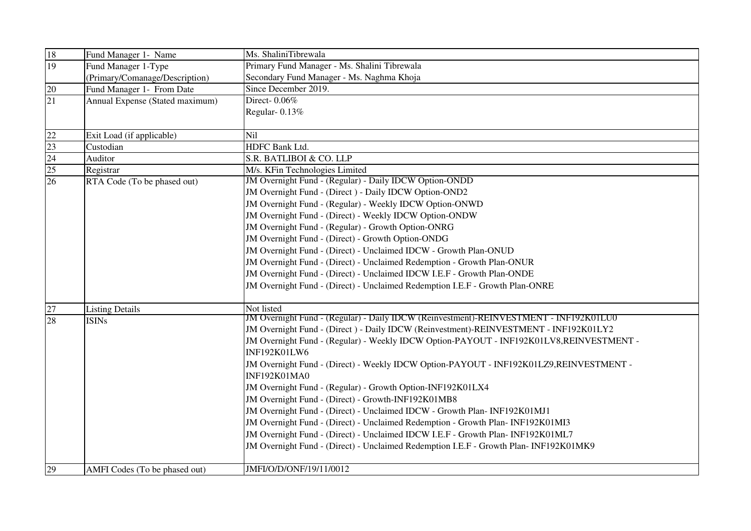| | | |
|---|---|---|
| 18 | Fund Manager 1- Name | Ms. ShaliniTibrewala |
| 19 | Fund Manager 1-Type (Primary/Comanage/Description) | Primary Fund Manager - Ms. Shalini Tibrewala<br>Secondary Fund Manager - Ms. Naghma Khoja |
| 20 | Fund Manager 1- From Date | Since December 2019. |
| 21 | Annual Expense (Stated maximum) | Direct- 0.06%<br>Regular- 0.13% |
| 22 | Exit Load (if applicable) | Nil |
| 23 | Custodian | HDFC Bank Ltd. |
| 24 | Auditor | S.R. BATLIBOI & CO. LLP |
| 25 | Registrar | M/s. KFin Technologies Limited |
| 26 | RTA Code (To be phased out) | JM Overnight Fund - (Regular) - Daily IDCW Option-ONDD<br>JM Overnight Fund - (Direct ) - Daily IDCW Option-OND2<br>JM Overnight Fund - (Regular) - Weekly IDCW Option-ONWD<br>JM Overnight Fund - (Direct) - Weekly IDCW Option-ONDW<br>JM Overnight Fund - (Regular) - Growth Option-ONRG<br>JM Overnight Fund - (Direct) - Growth Option-ONDG<br>JM Overnight Fund - (Direct) - Unclaimed IDCW - Growth Plan-ONUD<br>JM Overnight Fund - (Direct) - Unclaimed Redemption - Growth Plan-ONUR<br>JM Overnight Fund - (Direct) - Unclaimed IDCW I.E.F - Growth Plan-ONDE<br>JM Overnight Fund - (Direct) - Unclaimed Redemption I.E.F - Growth Plan-ONRE |
| 27 | Listing Details | Not listed |
| 28 | ISINs | JM Overnight Fund - (Regular) - Daily IDCW (Reinvestment)-REINVESTMENT - INF192K01LU0<br>JM Overnight Fund - (Direct ) - Daily IDCW (Reinvestment)-REINVESTMENT - INF192K01LY2<br>JM Overnight Fund - (Regular) - Weekly IDCW Option-PAYOUT - INF192K01LV8,REINVESTMENT - INF192K01LW6<br>JM Overnight Fund - (Direct) - Weekly IDCW Option-PAYOUT - INF192K01LZ9,REINVESTMENT - INF192K01MA0<br>JM Overnight Fund - (Regular) - Growth Option-INF192K01LX4<br>JM Overnight Fund - (Direct) - Growth-INF192K01MB8<br>JM Overnight Fund - (Direct) - Unclaimed IDCW - Growth Plan- INF192K01MJ1<br>JM Overnight Fund - (Direct) - Unclaimed Redemption - Growth Plan- INF192K01MI3<br>JM Overnight Fund - (Direct) - Unclaimed IDCW I.E.F - Growth Plan- INF192K01ML7<br>JM Overnight Fund - (Direct) - Unclaimed Redemption I.E.F - Growth Plan- INF192K01MK9 |
| 29 | AMFI Codes (To be phased out) | JMFI/O/D/ONF/19/11/0012 |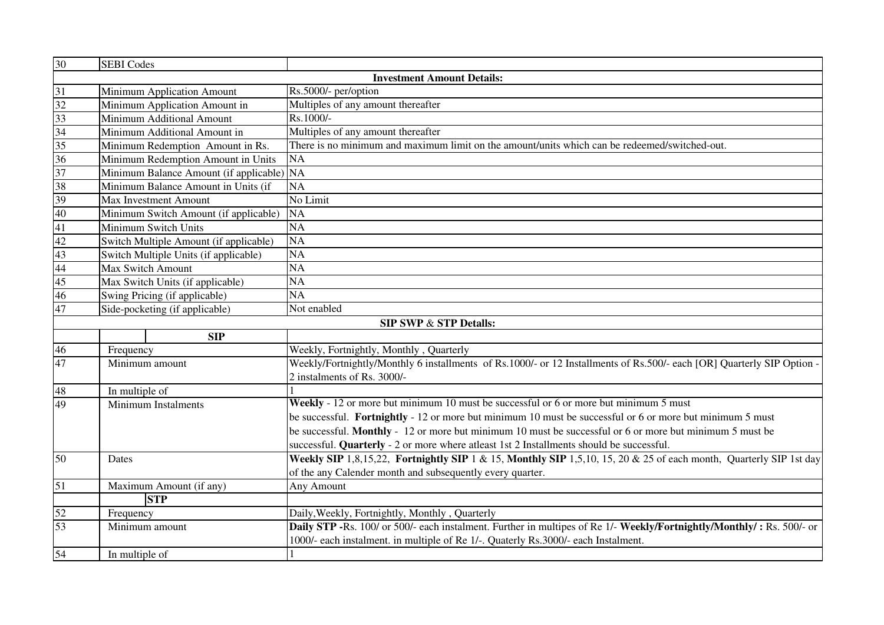| | | |
|---|---|---|
| 30 | SEBI Codes | |
| | | **Investment Amount Details:** |
| 31 | Minimum Application Amount | Rs.5000/- per/option |
| 32 | Minimum Application Amount in | Multiples of any amount thereafter |
| 33 | Minimum Additional Amount | Rs.1000/- |
| 34 | Minimum Additional Amount in | Multiples of any amount thereafter |
| 35 | Minimum Redemption Amount in Rs. | There is no minimum and maximum limit on the amount/units which can be redeemed/switched-out. |
| 36 | Minimum Redemption Amount in Units | NA |
| 37 | Minimum Balance Amount (if applicable) | NA |
| 38 | Minimum Balance Amount in Units (if | NA |
| 39 | Max Investment Amount | No Limit |
| 40 | Minimum Switch Amount (if applicable) | NA |
| 41 | Minimum Switch Units | NA |
| 42 | Switch Multiple Amount (if applicable) | NA |
| 43 | Switch Multiple Units (if applicable) | NA |
| 44 | Max Switch Amount | NA |
| 45 | Max Switch Units (if applicable) | NA |
| 46 | Swing Pricing (if applicable) | NA |
| 47 | Side-pocketing (if applicable) | Not enabled |
| | | **SIP SWP & STP Details:** |
| | **SIP** | |
| 46 | Frequency | Weekly, Fortnightly, Monthly , Quarterly |
| 47 | Minimum amount | Weekly/Fortnightly/Monthly 6 installments of Rs.1000/- or 12 Installments of Rs.500/- each [OR] Quarterly SIP Option - 2 instalments of Rs. 3000/- |
| 48 | In multiple of | 1 |
| 49 | Minimum Instalments | **Weekly** - 12 or more but minimum 10 must be successful or 6 or more but minimum 5 must be successful. **Fortnightly** - 12 or more but minimum 10 must be successful or 6 or more but minimum 5 must be successful. **Monthly** - 12 or more but minimum 10 must be successful or 6 or more but minimum 5 must be successful. **Quarterly** - 2 or more where atleast 1st 2 Installments should be successful. |
| 50 | Dates | **Weekly SIP** 1,8,15,22, **Fortnightly SIP** 1 & 15, **Monthly SIP** 1,5,10, 15, 20 & 25 of each month, Quarterly SIP 1st day of the any Calender month and subsequently every quarter. |
| 51 | Maximum Amount (if any) | Any Amount |
| | **STP** | |
| 52 | Frequency | Daily,Weekly, Fortnightly, Monthly , Quarterly |
| 53 | Minimum amount | **Daily STP -**Rs. 100/ or 500/- each instalment. Further in multipes of Re 1/- **Weekly/Fortnightly/Monthly/ :** Rs. 500/- or 1000/- each instalment. in multiple of Re 1/-. Quaterly Rs.3000/- each Instalment. |
| 54 | In multiple of | 1 |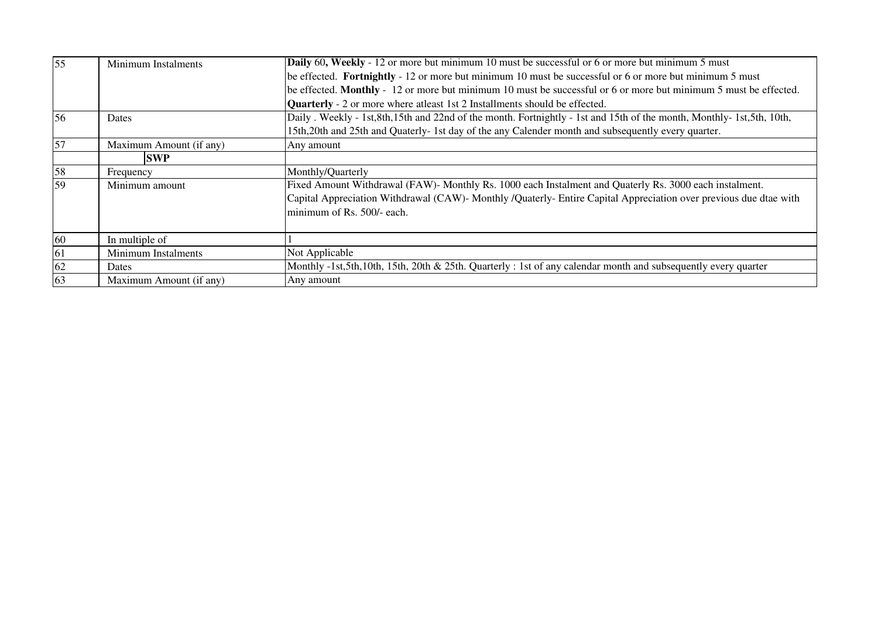| | | |
|---|---|---|
| 55 | Minimum Instalments | **Daily** 60**, Weekly** - 12 or more but minimum 10 must be successful or 6 or more but minimum 5 must be effected. **Fortnightly** - 12 or more but minimum 10 must be successful or 6 or more but minimum 5 must be effected. **Monthly** - 12 or more but minimum 10 must be successful or 6 or more but minimum 5 must be effected. **Quarterly** - 2 or more where atleast 1st 2 Installments should be effected. |
| 56 | Dates | Daily . Weekly - 1st,8th,15th and 22nd of the month. Fortnightly - 1st and 15th of the month, Monthly- 1st,5th, 10th, 15th,20th and 25th and Quaterly- 1st day of the any Calender month and subsequently every quarter. |
| 57 | Maximum Amount (if any) | Any amount |
| | **SWP** | |
| 58 | Frequency | Monthly/Quarterly |
| 59 | Minimum amount | Fixed Amount Withdrawal (FAW)- Monthly Rs. 1000 each Instalment and Quaterly Rs. 3000 each instalment. Capital Appreciation Withdrawal (CAW)- Monthly /Quaterly- Entire Capital Appreciation over previous due dtae with minimum of Rs. 500/- each. |
| 60 | In multiple of | 1 |
| 61 | Minimum Instalments | Not Applicable |
| 62 | Dates | Monthly -1st,5th,10th, 15th, 20th & 25th. Quarterly : 1st of any calendar month and subsequently every quarter |
| 63 | Maximum Amount (if any) | Any amount |